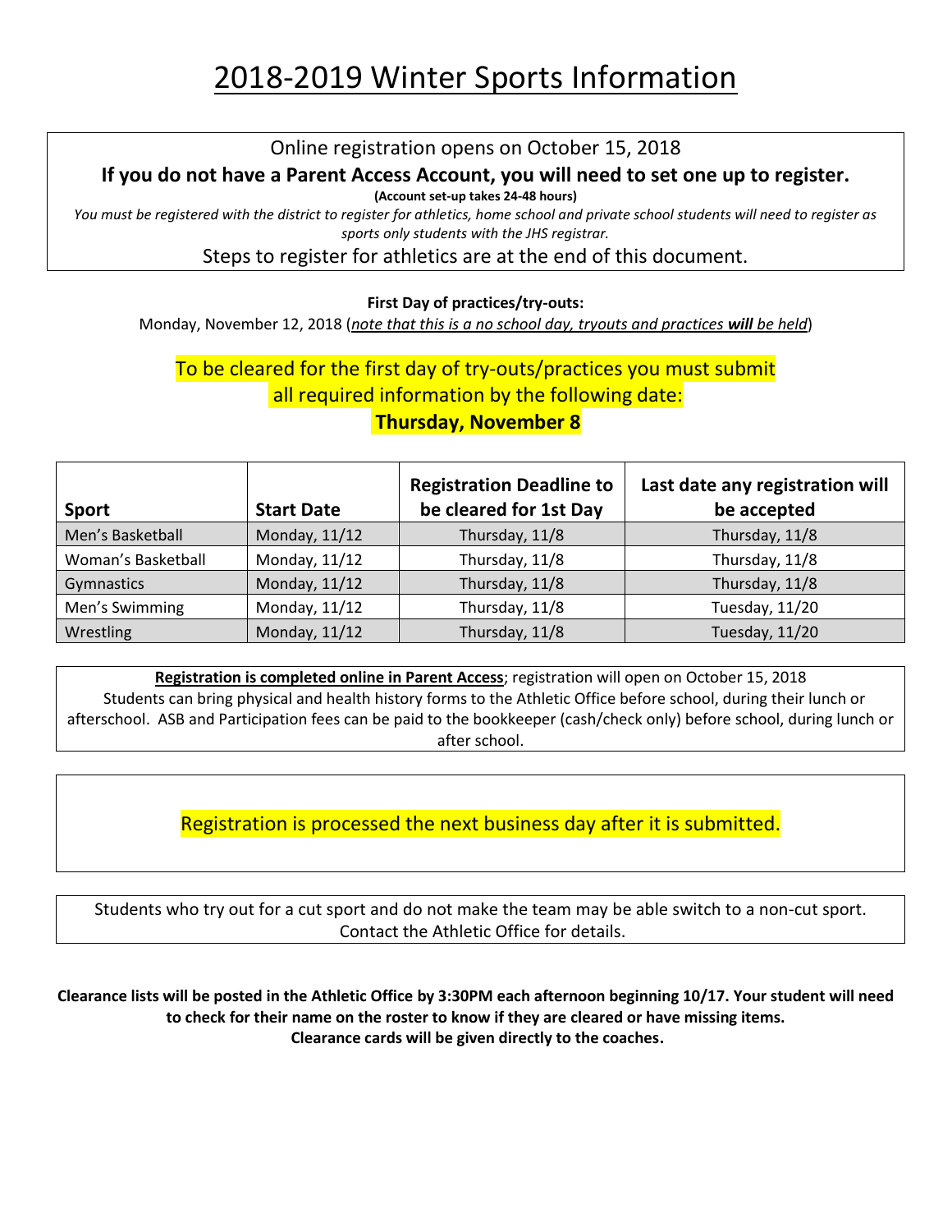# 2018-2019 Winter Sports Information

Online registration opens on October 15, 2018

**If you do not have a Parent Access Account, you will need to set one up to register.**

**(Account set-up takes 24-48 hours)**

*You must be registered with the district to register for athletics, home school and private school students will need to register as sports only students with the JHS registrar.*

Steps to register for athletics are at the end of this document.

**First Day of practices/try-outs:**

Monday, November 12, 2018 (*note that this is a no school day, tryouts and practices **will** be held*)

To be cleared for the first day of try-outs/practices you must submit all required information by the following date:

**Thursday, November 8**

| Sport | Start Date | Registration Deadline to be cleared for 1st Day | Last date any registration will be accepted |
|---|---|---|---|
| Men's Basketball | Monday, 11/12 | Thursday, 11/8 | Thursday, 11/8 |
| Woman's Basketball | Monday, 11/12 | Thursday, 11/8 | Thursday, 11/8 |
| Gymnastics | Monday, 11/12 | Thursday, 11/8 | Thursday, 11/8 |
| Men's Swimming | Monday, 11/12 | Thursday, 11/8 | Tuesday, 11/20 |
| Wrestling | Monday, 11/12 | Thursday, 11/8 | Tuesday, 11/20 |

**Registration is completed online in Parent Access**; registration will open on October 15, 2018
Students can bring physical and health history forms to the Athletic Office before school, during their lunch or afterschool. ASB and Participation fees can be paid to the bookkeeper (cash/check only) before school, during lunch or after school.

Registration is processed the next business day after it is submitted.

Students who try out for a cut sport and do not make the team may be able switch to a non-cut sport. Contact the Athletic Office for details.

**Clearance lists will be posted in the Athletic Office by 3:30PM each afternoon beginning 10/17. Your student will need to check for their name on the roster to know if they are cleared or have missing items.**
**Clearance cards will be given directly to the coaches.**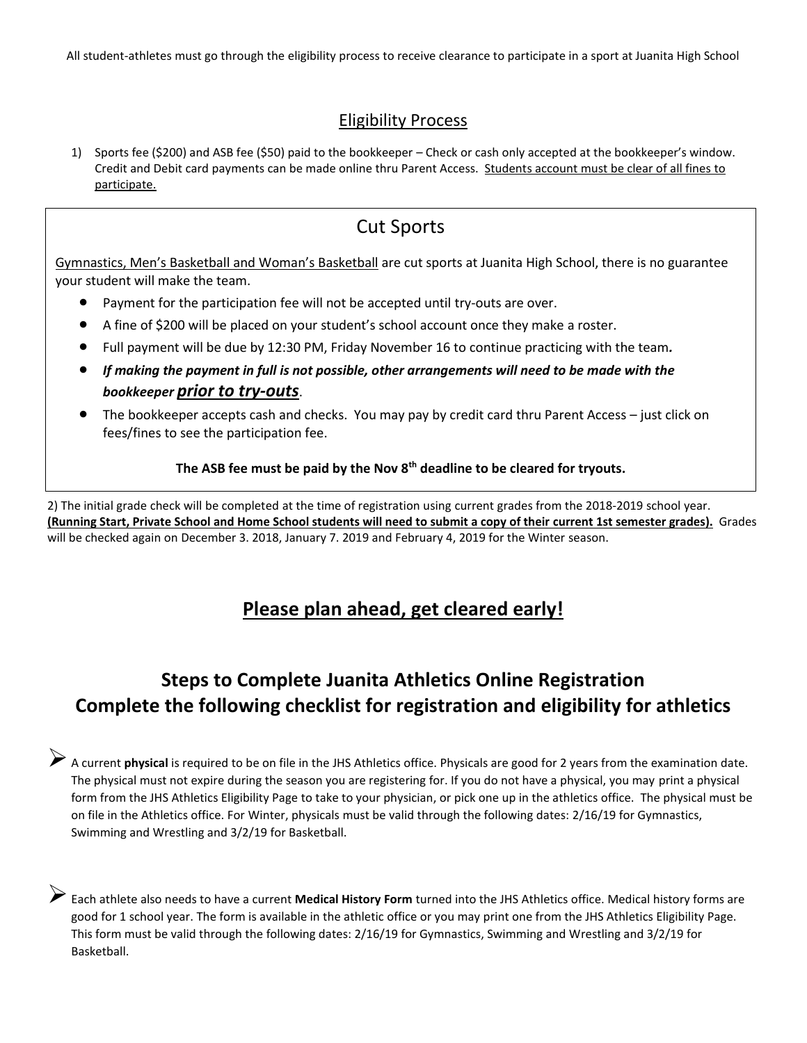All student-athletes must go through the eligibility process to receive clearance to participate in a sport at Juanita High School

## Eligibility Process

1) Sports fee ($200) and ASB fee ($50) paid to the bookkeeper – Check or cash only accepted at the bookkeeper's window. Credit and Debit card payments can be made online thru Parent Access. Students account must be clear of all fines to participate.

## Cut Sports

Gymnastics, Men's Basketball and Woman's Basketball are cut sports at Juanita High School, there is no guarantee your student will make the team.

- Payment for the participation fee will not be accepted until try-outs are over.
- A fine of $200 will be placed on your student's school account once they make a roster.
- Full payment will be due by 12:30 PM, Friday November 16 to continue practicing with the team.
- ***If making the payment in full is not possible, other arrangements will need to be made with the bookkeeper prior to try-outs.***
- The bookkeeper accepts cash and checks. You may pay by credit card thru Parent Access – just click on fees/fines to see the participation fee.

**The ASB fee must be paid by the Nov 8th deadline to be cleared for tryouts.**

2) The initial grade check will be completed at the time of registration using current grades from the 2018-2019 school year. **(Running Start, Private School and Home School students will need to submit a copy of their current 1st semester grades).** Grades will be checked again on December 3. 2018, January 7. 2019 and February 4, 2019 for the Winter season.

## Please plan ahead, get cleared early!

## Steps to Complete Juanita Athletics Online Registration
## Complete the following checklist for registration and eligibility for athletics

- A current **physical** is required to be on file in the JHS Athletics office. Physicals are good for 2 years from the examination date. The physical must not expire during the season you are registering for. If you do not have a physical, you may print a physical form from the JHS Athletics Eligibility Page to take to your physician, or pick one up in the athletics office. The physical must be on file in the Athletics office. For Winter, physicals must be valid through the following dates: 2/16/19 for Gymnastics, Swimming and Wrestling and 3/2/19 for Basketball.

- Each athlete also needs to have a current **Medical History Form** turned into the JHS Athletics office. Medical history forms are good for 1 school year. The form is available in the athletic office or you may print one from the JHS Athletics Eligibility Page. This form must be valid through the following dates: 2/16/19 for Gymnastics, Swimming and Wrestling and 3/2/19 for Basketball.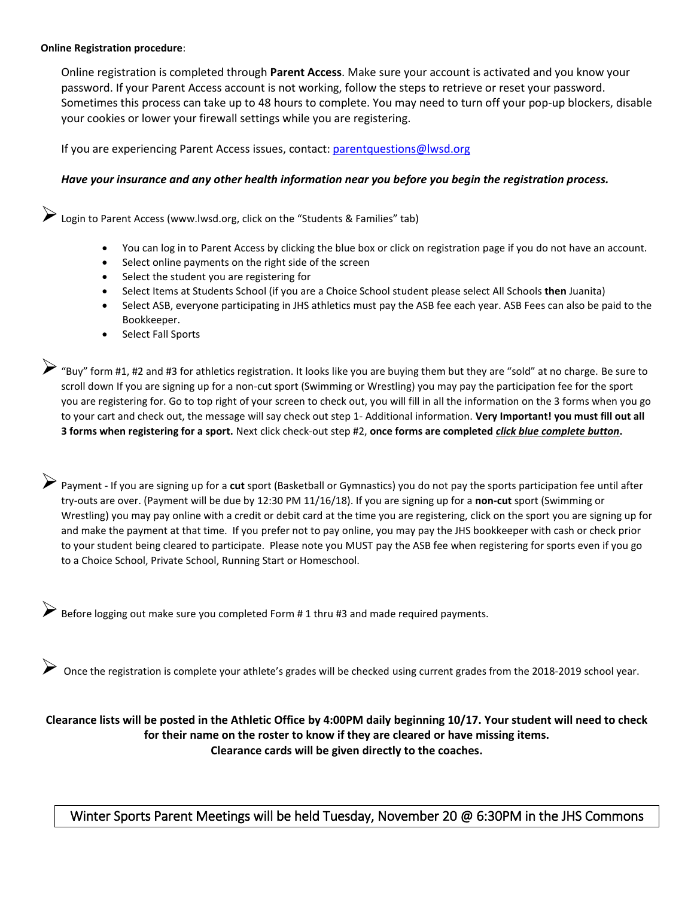**Online Registration procedure**:

Online registration is completed through **Parent Access**. Make sure your account is activated and you know your password. If your Parent Access account is not working, follow the steps to retrieve or reset your password. Sometimes this process can take up to 48 hours to complete. You may need to turn off your pop-up blockers, disable your cookies or lower your firewall settings while you are registering.

If you are experiencing Parent Access issues, contact: parentquestions@lwsd.org

***Have your insurance and any other health information near you before you begin the registration process.***

- Login to Parent Access (www.lwsd.org, click on the "Students & Families" tab)
  - You can log in to Parent Access by clicking the blue box or click on registration page if you do not have an account.
  - Select online payments on the right side of the screen
  - Select the student you are registering for
  - Select Items at Students School (if you are a Choice School student please select All Schools **then** Juanita)
  - Select ASB, everyone participating in JHS athletics must pay the ASB fee each year. ASB Fees can also be paid to the Bookkeeper.
  - Select Fall Sports

- "Buy" form #1, #2 and #3 for athletics registration. It looks like you are buying them but they are "sold" at no charge. Be sure to scroll down If you are signing up for a non-cut sport (Swimming or Wrestling) you may pay the participation fee for the sport you are registering for. Go to top right of your screen to check out, you will fill in all the information on the 3 forms when you go to your cart and check out, the message will say check out step 1- Additional information. **Very Important! you must fill out all 3 forms when registering for a sport.** Next click check-out step #2, **once forms are completed *click blue complete button*.**

- Payment - If you are signing up for a **cut** sport (Basketball or Gymnastics) you do not pay the sports participation fee until after try-outs are over. (Payment will be due by 12:30 PM 11/16/18). If you are signing up for a **non-cut** sport (Swimming or Wrestling) you may pay online with a credit or debit card at the time you are registering, click on the sport you are signing up for and make the payment at that time. If you prefer not to pay online, you may pay the JHS bookkeeper with cash or check prior to your student being cleared to participate. Please note you MUST pay the ASB fee when registering for sports even if you go to a Choice School, Private School, Running Start or Homeschool.

- Before logging out make sure you completed Form # 1 thru #3 and made required payments.

- Once the registration is complete your athlete's grades will be checked using current grades from the 2018-2019 school year.

**Clearance lists will be posted in the Athletic Office by 4:00PM daily beginning 10/17. Your student will need to check for their name on the roster to know if they are cleared or have missing items.**
**Clearance cards will be given directly to the coaches.**

Winter Sports Parent Meetings will be held Tuesday, November 20 @ 6:30PM in the JHS Commons